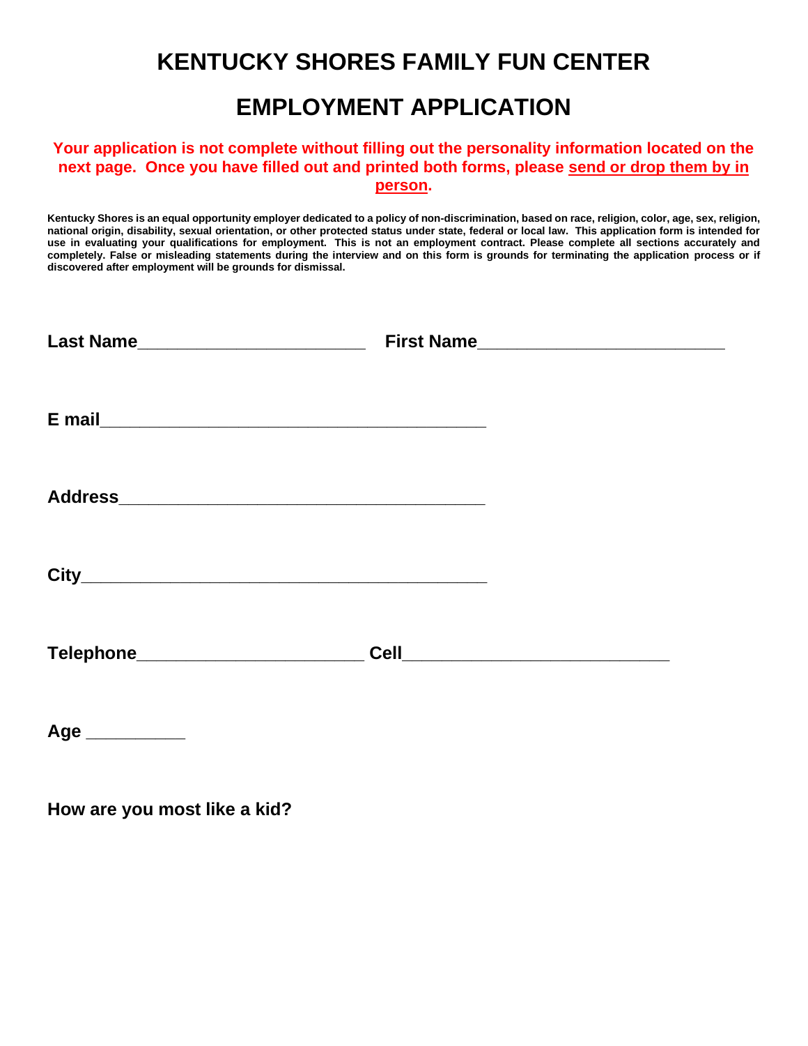# KENTUCKY SHORES FAMILY FUN CENTER

# EMPLOYMENT APPLICATION

**Your application is not complete without filling out the personality information located on the next page. Once you have filled out and printed both forms, please send or drop them by in person.**

**Kentucky Shores is an equal opportunity employer dedicated to a policy of non-discrimination, based on race, religion, color, age, sex, religion, national origin, disability, sexual orientation, or other protected status under state, federal or local law. This application form is intended for use in evaluating your qualifications for employment. This is not an employment contract. Please complete all sections accurately and completely. False or misleading statements during the interview and on this form is grounds for terminating the application process or if discovered after employment will be grounds for dismissal.**

**Last Name**_______________________ **First Name**_________________________

**E mail**_______________________________________

**Address**_____________________________________

**City**_________________________________________

**Telephone**_______________________ **Cell**___________________________

**Age** __________

**How are you most like a kid?**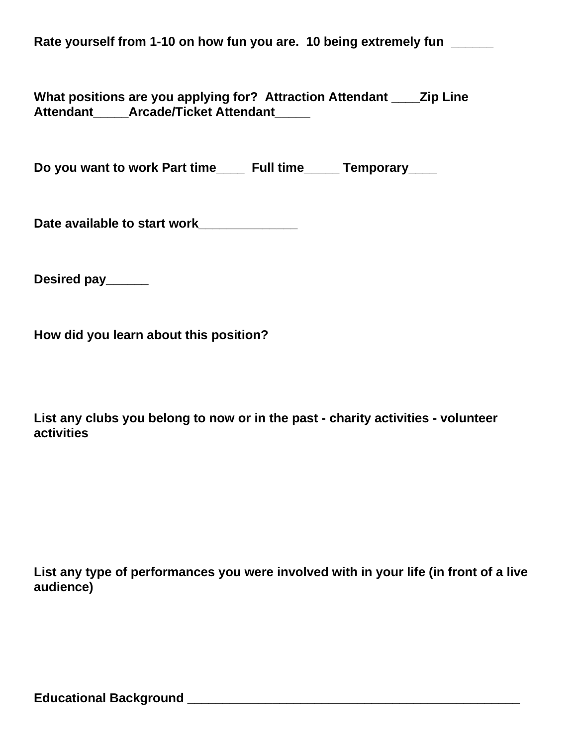**Rate yourself from 1-10 on how fun you are.  10 being extremely fun  ______**

**What positions are you applying for?  Attraction Attendant ____Zip Line Attendant_____Arcade/Ticket Attendant_____**

**Do you want to work Part time____  Full time_____ Temporary____**

**Date available to start work______________**

**Desired pay______**

**How did you learn about this position?**

**List any clubs you belong to now or in the past - charity activities - volunteer activities**

**List any type of performances you were involved with in your life (in front of a live audience)**

**Educational Background ______________________________________________**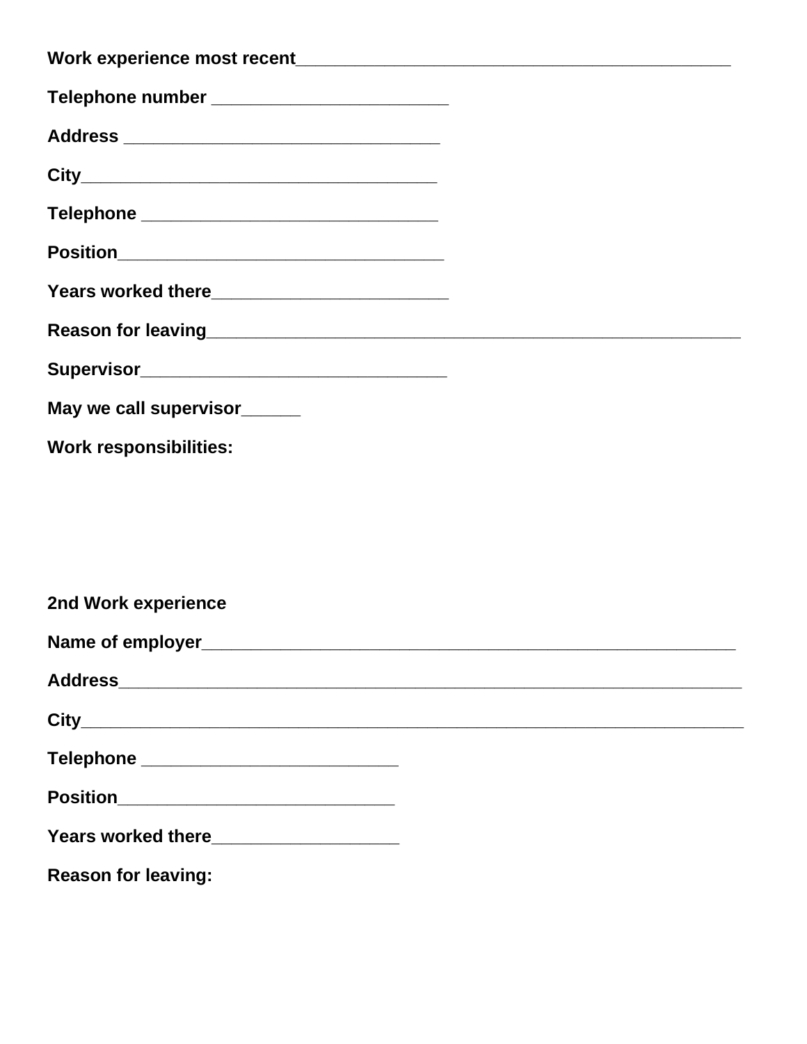**Work experience most recent**_____________________________________________

**Telephone number** ________________________

**Address** ________________________________

**City**____________________________________

**Telephone** ______________________________

**Position**_________________________________

**Years worked there**________________________

**Reason for leaving**_______________________________________________________

**Supervisor**_______________________________

**May we call supervisor**______

**Work responsibilities:**

**2nd Work experience**

**Name of employer**_______________________________________________________

**Address**________________________________________________________________

**City**___________________________________________________________________

**Telephone** __________________________

**Position**____________________________

**Years worked there**___________________

**Reason for leaving:**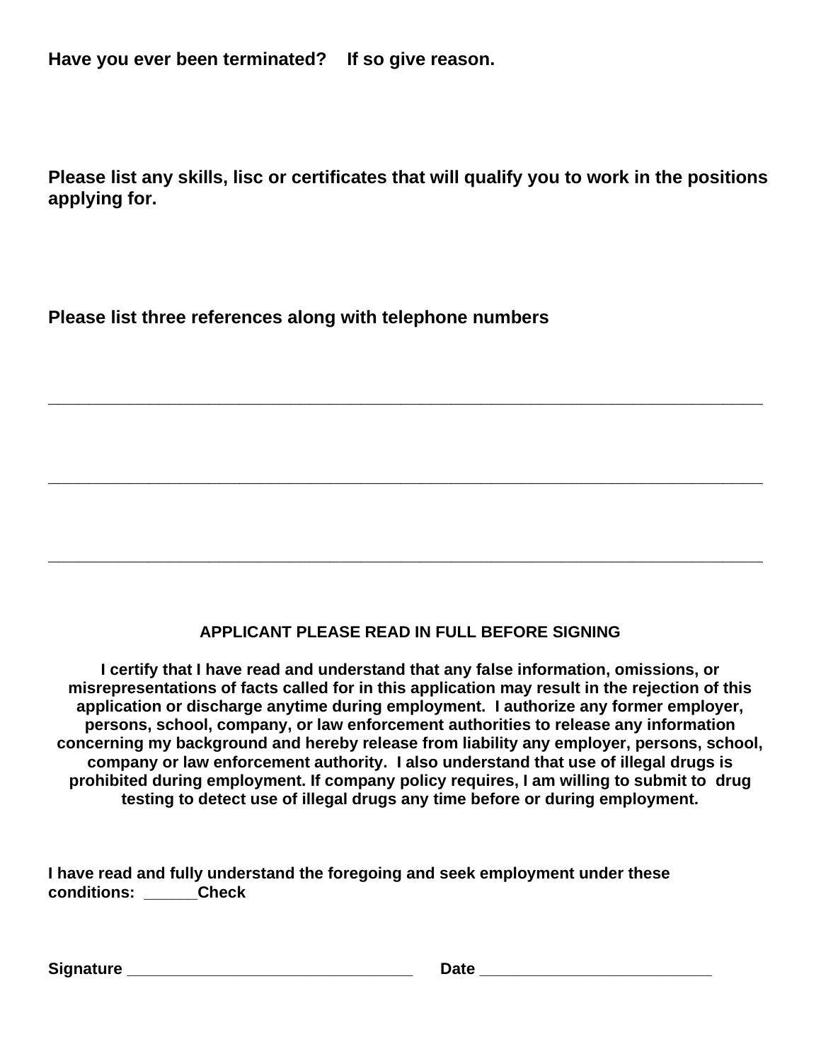**Have you ever been terminated?    If so give reason.**

**Please list any skills, lisc or certificates that will qualify you to work in the positions applying for.**

**Please list three references along with telephone numbers**

_______________________________________________________________________________

_______________________________________________________________________________

_______________________________________________________________________________

**APPLICANT PLEASE READ IN FULL BEFORE SIGNING**

**I certify that I have read and understand that any false information, omissions, or misrepresentations of facts called for in this application may result in the rejection of this application or discharge anytime during employment. I authorize any former employer, persons, school, company, or law enforcement authorities to release any information concerning my background and hereby release from liability any employer, persons, school, company or law enforcement authority. I also understand that use of illegal drugs is prohibited during employment. If company policy requires, I am willing to submit to drug testing to detect use of illegal drugs any time before or during employment.**

**I have read and fully understand the foregoing and seek employment under these conditions: ______Check**

**Signature ________________________________ Date __________________________**